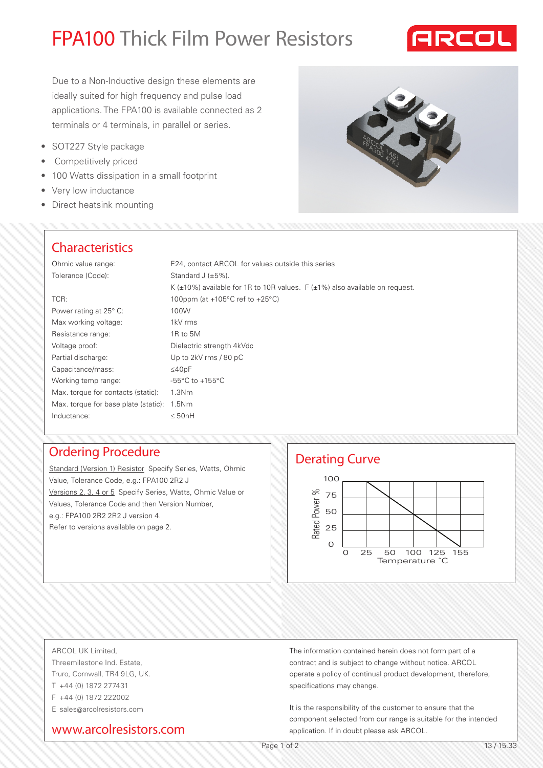# FPA100 Thick Film Power Resistors

ARCOL

Due to a Non-Inductive design these elements are ideally suited for high frequency and pulse load applications. The FPA100 is available connected as 2 terminals or 4 terminals, in parallel or series.

- SOT227 Style package
- Competitively priced
- 100 Watts dissipation in a small footprint
- Very low inductance
- Direct heatsink mounting

## Characteristics

| | |
|---|---|
| Ohmic value range: | E24, contact ARCOL for values outside this series |
| Tolerance (Code): | Standard J (±5%). |
| | K (±10%) available for 1R to 10R values. F (±1%) also available on request. |
| TCR: | 100ppm (at +105°C ref to +25°C) |
| Power rating at 25° C: | 100W |
| Max working voltage: | 1kV rms |
| Resistance range: | 1R to 5M |
| Voltage proof: | Dielectric strength 4kVdc |
| Partial discharge: | Up to 2kV rms / 80 pC |
| Capacitance/mass: | ≤40pF |
| Working temp range: | -55°C to +155°C |
| Max. torque for contacts (static): | 1.3Nm |
| Max. torque for base plate (static): | 1.5Nm |
| Inductance: | ≤ 50nH |

## Ordering Procedure

Standard (Version 1) Resistor Specify Series, Watts, Ohmic Value, Tolerance Code, e.g.: FPA100 2R2 J

Versions 2, 3, 4 or 5 Specify Series, Watts, Ohmic Value or Values, Tolerance Code and then Version Number, e.g.: FPA100 2R2 2R2 J version 4.

Refer to versions available on page 2.

## Derating Curve

Rated Power % (0, 25, 50, 75, 100) vs Temperature °C (0, 25, 50, 100, 125, 155)

ARCOL UK Limited,
Threemilestone Ind. Estate,
Truro, Cornwall, TR4 9LG, UK.
T +44 (0) 1872 277431
F +44 (0) 1872 222002
E sales@arcolresistors.com

www.arcolresistors.com

The information contained herein does not form part of a contract and is subject to change without notice. ARCOL operate a policy of continual product development, therefore, specifications may change.

It is the responsibility of the customer to ensure that the component selected from our range is suitable for the intended application. If in doubt please ask ARCOL.

13 / 15.33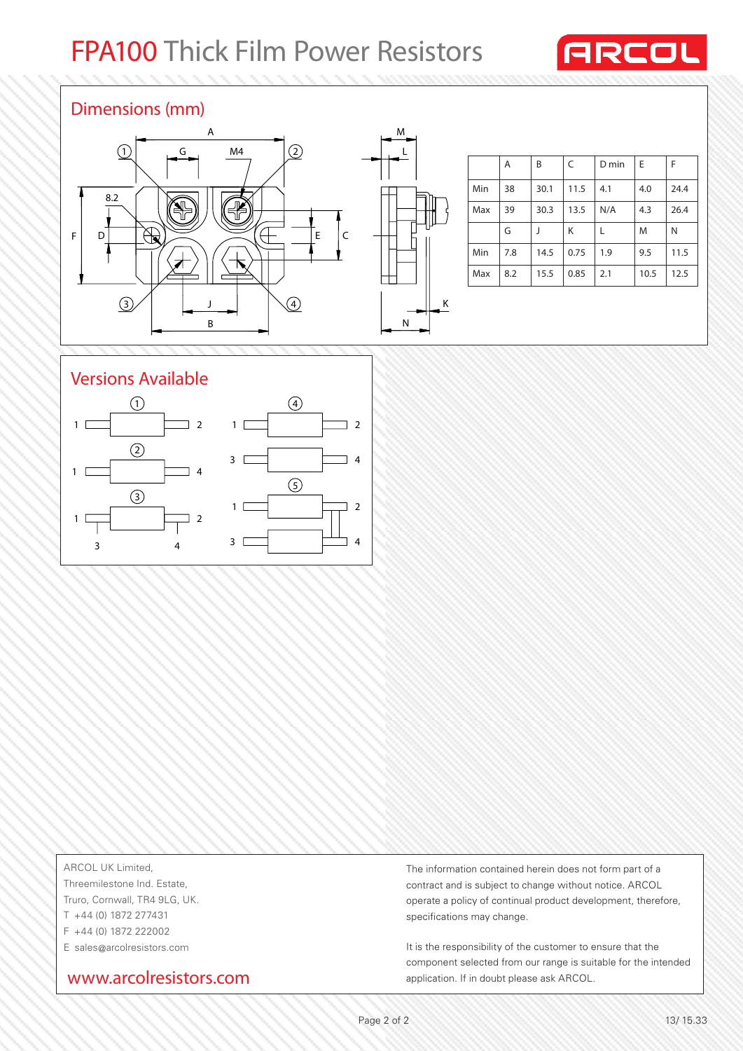# FPA100 Thick Film Power Resistors

## Dimensions (mm)

| | A | B | C | D min | E | F |
|---|---|---|---|---|---|---|
| Min | 38 | 30.1 | 11.5 | 4.1 | 4.0 | 24.4 |
| Max | 39 | 30.3 | 13.5 | N/A | 4.3 | 26.4 |
| | G | J | K | L | M | N |
| Min | 7.8 | 14.5 | 0.75 | 1.9 | 9.5 | 11.5 |
| Max | 8.2 | 15.5 | 0.85 | 2.1 | 10.5 | 12.5 |

## Versions Available

ARCOL UK Limited,
Threemilestone Ind. Estate,
Truro, Cornwall, TR4 9LG, UK.
T +44 (0) 1872 277431
F +44 (0) 1872 222002
E sales@arcolresistors.com

www.arcolresistors.com

The information contained herein does not form part of a contract and is subject to change without notice. ARCOL operate a policy of continual product development, therefore, specifications may change.

It is the responsibility of the customer to ensure that the component selected from our range is suitable for the intended application. If in doubt please ask ARCOL.

13/ 15.33